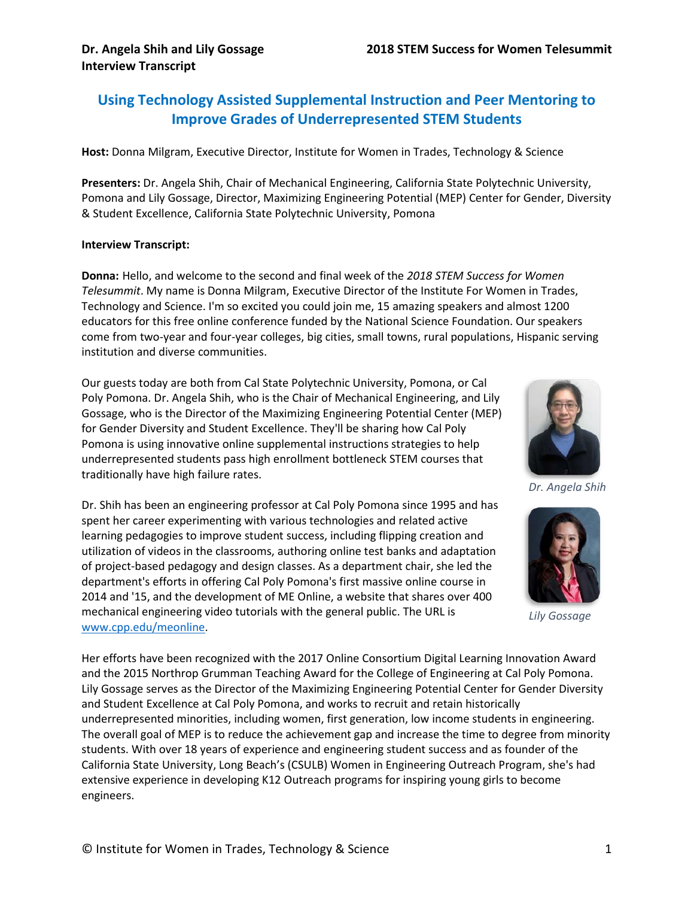# Using Technology Assisted Supplemental Instruction and Peer Mentoring to Improve Grades of Underrepresented STEM Students

**Host:** Donna Milgram, Executive Director, Institute for Women in Trades, Technology & Science

**Presenters:** Dr. Angela Shih, Chair of Mechanical Engineering, California State Polytechnic University, Pomona and Lily Gossage, Director, Maximizing Engineering Potential (MEP) Center for Gender, Diversity & Student Excellence, California State Polytechnic University, Pomona

**Interview Transcript:**

**Donna:** Hello, and welcome to the second and final week of the *2018 STEM Success for Women Telesummit*. My name is Donna Milgram, Executive Director of the Institute For Women in Trades, Technology and Science. I'm so excited you could join me, 15 amazing speakers and almost 1200 educators for this free online conference funded by the National Science Foundation. Our speakers come from two-year and four-year colleges, big cities, small towns, rural populations, Hispanic serving institution and diverse communities.

Our guests today are both from Cal State Polytechnic University, Pomona, or Cal Poly Pomona. Dr. Angela Shih, who is the Chair of Mechanical Engineering, and Lily Gossage, who is the Director of the Maximizing Engineering Potential Center (MEP) for Gender Diversity and Student Excellence. They'll be sharing how Cal Poly Pomona is using innovative online supplemental instructions strategies to help underrepresented students pass high enrollment bottleneck STEM courses that traditionally have high failure rates.

*Dr. Angela Shih*

Dr. Shih has been an engineering professor at Cal Poly Pomona since 1995 and has spent her career experimenting with various technologies and related active learning pedagogies to improve student success, including flipping creation and utilization of videos in the classrooms, authoring online test banks and adaptation of project-based pedagogy and design classes. As a department chair, she led the department's efforts in offering Cal Poly Pomona's first massive online course in 2014 and '15, and the development of ME Online, a website that shares over 400 mechanical engineering video tutorials with the general public. The URL is www.cpp.edu/meonline.

*Lily Gossage*

Her efforts have been recognized with the 2017 Online Consortium Digital Learning Innovation Award and the 2015 Northrop Grumman Teaching Award for the College of Engineering at Cal Poly Pomona. Lily Gossage serves as the Director of the Maximizing Engineering Potential Center for Gender Diversity and Student Excellence at Cal Poly Pomona, and works to recruit and retain historically underrepresented minorities, including women, first generation, low income students in engineering. The overall goal of MEP is to reduce the achievement gap and increase the time to degree from minority students. With over 18 years of experience and engineering student success and as founder of the California State University, Long Beach's (CSULB) Women in Engineering Outreach Program, she's had extensive experience in developing K12 Outreach programs for inspiring young girls to become engineers.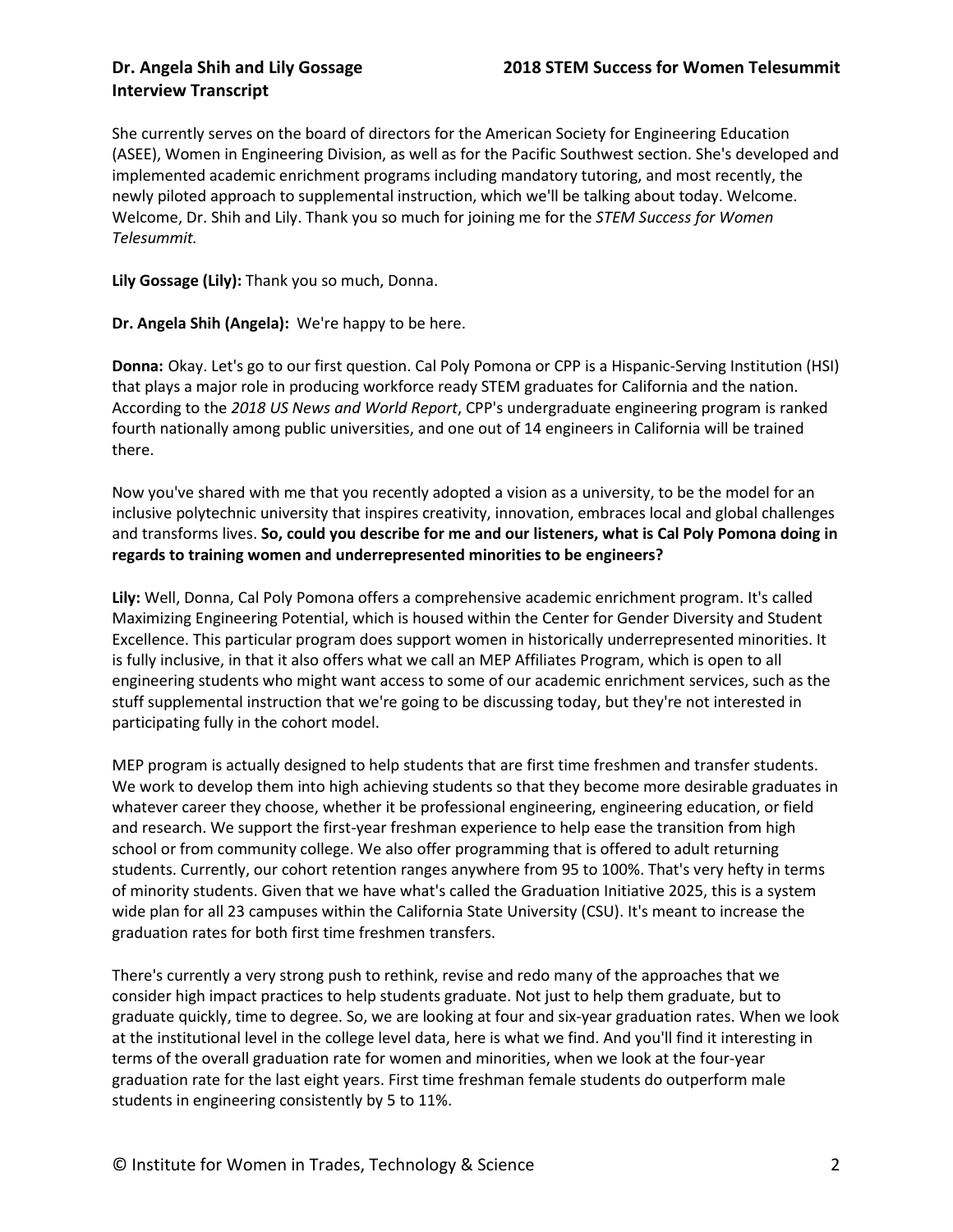She currently serves on the board of directors for the American Society for Engineering Education (ASEE), Women in Engineering Division, as well as for the Pacific Southwest section. She's developed and implemented academic enrichment programs including mandatory tutoring, and most recently, the newly piloted approach to supplemental instruction, which we'll be talking about today. Welcome. Welcome, Dr. Shih and Lily. Thank you so much for joining me for the *STEM Success for Women Telesummit.*

**Lily Gossage (Lily):** Thank you so much, Donna.

**Dr. Angela Shih (Angela):** We're happy to be here.

**Donna:** Okay. Let's go to our first question. Cal Poly Pomona or CPP is a Hispanic-Serving Institution (HSI) that plays a major role in producing workforce ready STEM graduates for California and the nation. According to the *2018 US News and World Report*, CPP's undergraduate engineering program is ranked fourth nationally among public universities, and one out of 14 engineers in California will be trained there.

Now you've shared with me that you recently adopted a vision as a university, to be the model for an inclusive polytechnic university that inspires creativity, innovation, embraces local and global challenges and transforms lives. **So, could you describe for me and our listeners, what is Cal Poly Pomona doing in regards to training women and underrepresented minorities to be engineers?**

**Lily:** Well, Donna, Cal Poly Pomona offers a comprehensive academic enrichment program. It's called Maximizing Engineering Potential, which is housed within the Center for Gender Diversity and Student Excellence. This particular program does support women in historically underrepresented minorities. It is fully inclusive, in that it also offers what we call an MEP Affiliates Program, which is open to all engineering students who might want access to some of our academic enrichment services, such as the stuff supplemental instruction that we're going to be discussing today, but they're not interested in participating fully in the cohort model.

MEP program is actually designed to help students that are first time freshmen and transfer students. We work to develop them into high achieving students so that they become more desirable graduates in whatever career they choose, whether it be professional engineering, engineering education, or field and research. We support the first-year freshman experience to help ease the transition from high school or from community college. We also offer programming that is offered to adult returning students. Currently, our cohort retention ranges anywhere from 95 to 100%. That's very hefty in terms of minority students. Given that we have what's called the Graduation Initiative 2025, this is a system wide plan for all 23 campuses within the California State University (CSU). It's meant to increase the graduation rates for both first time freshmen transfers.

There's currently a very strong push to rethink, revise and redo many of the approaches that we consider high impact practices to help students graduate. Not just to help them graduate, but to graduate quickly, time to degree. So, we are looking at four and six-year graduation rates. When we look at the institutional level in the college level data, here is what we find. And you'll find it interesting in terms of the overall graduation rate for women and minorities, when we look at the four-year graduation rate for the last eight years. First time freshman female students do outperform male students in engineering consistently by 5 to 11%.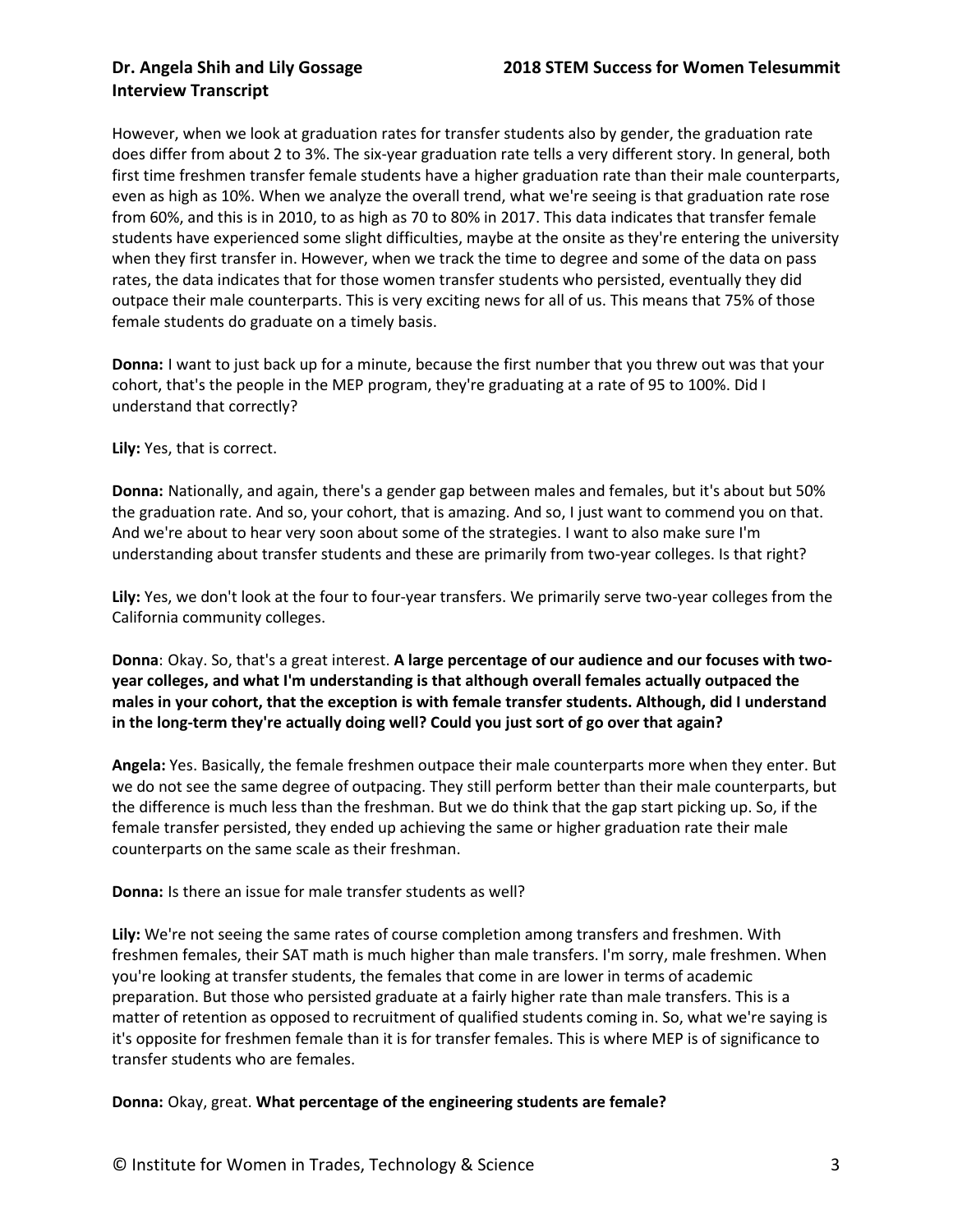However, when we look at graduation rates for transfer students also by gender, the graduation rate does differ from about 2 to 3%. The six-year graduation rate tells a very different story. In general, both first time freshmen transfer female students have a higher graduation rate than their male counterparts, even as high as 10%. When we analyze the overall trend, what we're seeing is that graduation rate rose from 60%, and this is in 2010, to as high as 70 to 80% in 2017. This data indicates that transfer female students have experienced some slight difficulties, maybe at the onsite as they're entering the university when they first transfer in. However, when we track the time to degree and some of the data on pass rates, the data indicates that for those women transfer students who persisted, eventually they did outpace their male counterparts. This is very exciting news for all of us. This means that 75% of those female students do graduate on a timely basis.

**Donna:** I want to just back up for a minute, because the first number that you threw out was that your cohort, that's the people in the MEP program, they're graduating at a rate of 95 to 100%. Did I understand that correctly?

**Lily:** Yes, that is correct.

**Donna:** Nationally, and again, there's a gender gap between males and females, but it's about but 50% the graduation rate. And so, your cohort, that is amazing. And so, I just want to commend you on that. And we're about to hear very soon about some of the strategies. I want to also make sure I'm understanding about transfer students and these are primarily from two-year colleges. Is that right?

**Lily:** Yes, we don't look at the four to four-year transfers. We primarily serve two-year colleges from the California community colleges.

**Donna**: Okay. So, that's a great interest. **A large percentage of our audience and our focuses with two-year colleges, and what I'm understanding is that although overall females actually outpaced the males in your cohort, that the exception is with female transfer students. Although, did I understand in the long-term they're actually doing well? Could you just sort of go over that again?**

**Angela:** Yes. Basically, the female freshmen outpace their male counterparts more when they enter. But we do not see the same degree of outpacing. They still perform better than their male counterparts, but the difference is much less than the freshman. But we do think that the gap start picking up. So, if the female transfer persisted, they ended up achieving the same or higher graduation rate their male counterparts on the same scale as their freshman.

**Donna:** Is there an issue for male transfer students as well?

**Lily:** We're not seeing the same rates of course completion among transfers and freshmen. With freshmen females, their SAT math is much higher than male transfers. I'm sorry, male freshmen. When you're looking at transfer students, the females that come in are lower in terms of academic preparation. But those who persisted graduate at a fairly higher rate than male transfers. This is a matter of retention as opposed to recruitment of qualified students coming in. So, what we're saying is it's opposite for freshmen female than it is for transfer females. This is where MEP is of significance to transfer students who are females.

**Donna:** Okay, great. **What percentage of the engineering students are female?**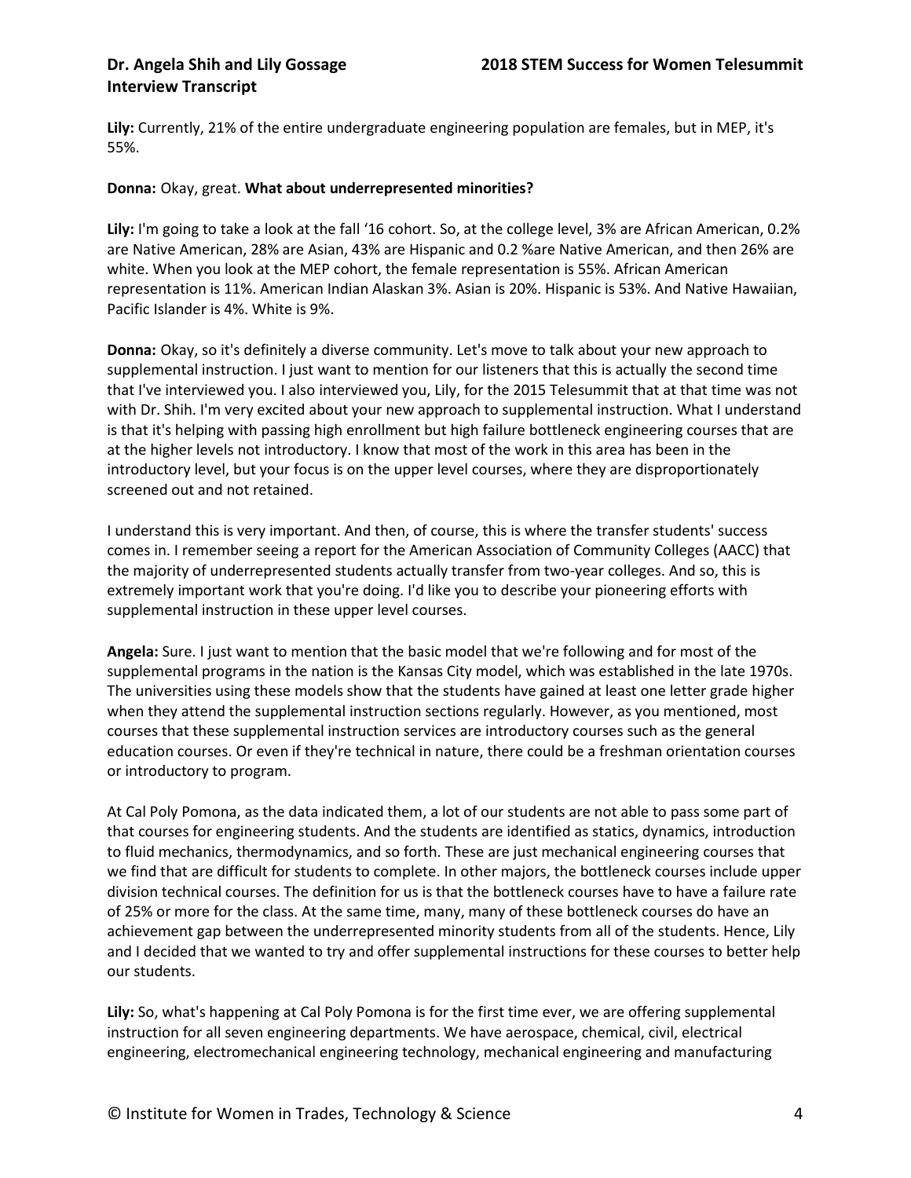**Lily:** Currently, 21% of the entire undergraduate engineering population are females, but in MEP, it's 55%.

**Donna:** Okay, great. **What about underrepresented minorities?**

**Lily:** I'm going to take a look at the fall '16 cohort. So, at the college level, 3% are African American, 0.2% are Native American, 28% are Asian, 43% are Hispanic and 0.2 %are Native American, and then 26% are white. When you look at the MEP cohort, the female representation is 55%. African American representation is 11%. American Indian Alaskan 3%. Asian is 20%. Hispanic is 53%. And Native Hawaiian, Pacific Islander is 4%. White is 9%.

**Donna:** Okay, so it's definitely a diverse community. Let's move to talk about your new approach to supplemental instruction. I just want to mention for our listeners that this is actually the second time that I've interviewed you. I also interviewed you, Lily, for the 2015 Telesummit that at that time was not with Dr. Shih. I'm very excited about your new approach to supplemental instruction. What I understand is that it's helping with passing high enrollment but high failure bottleneck engineering courses that are at the higher levels not introductory. I know that most of the work in this area has been in the introductory level, but your focus is on the upper level courses, where they are disproportionately screened out and not retained.

I understand this is very important. And then, of course, this is where the transfer students' success comes in. I remember seeing a report for the American Association of Community Colleges (AACC) that the majority of underrepresented students actually transfer from two-year colleges. And so, this is extremely important work that you're doing. I'd like you to describe your pioneering efforts with supplemental instruction in these upper level courses.

**Angela:** Sure. I just want to mention that the basic model that we're following and for most of the supplemental programs in the nation is the Kansas City model, which was established in the late 1970s. The universities using these models show that the students have gained at least one letter grade higher when they attend the supplemental instruction sections regularly. However, as you mentioned, most courses that these supplemental instruction services are introductory courses such as the general education courses. Or even if they're technical in nature, there could be a freshman orientation courses or introductory to program.

At Cal Poly Pomona, as the data indicated them, a lot of our students are not able to pass some part of that courses for engineering students. And the students are identified as statics, dynamics, introduction to fluid mechanics, thermodynamics, and so forth. These are just mechanical engineering courses that we find that are difficult for students to complete. In other majors, the bottleneck courses include upper division technical courses. The definition for us is that the bottleneck courses have to have a failure rate of 25% or more for the class. At the same time, many, many of these bottleneck courses do have an achievement gap between the underrepresented minority students from all of the students. Hence, Lily and I decided that we wanted to try and offer supplemental instructions for these courses to better help our students.

**Lily:** So, what's happening at Cal Poly Pomona is for the first time ever, we are offering supplemental instruction for all seven engineering departments. We have aerospace, chemical, civil, electrical engineering, electromechanical engineering technology, mechanical engineering and manufacturing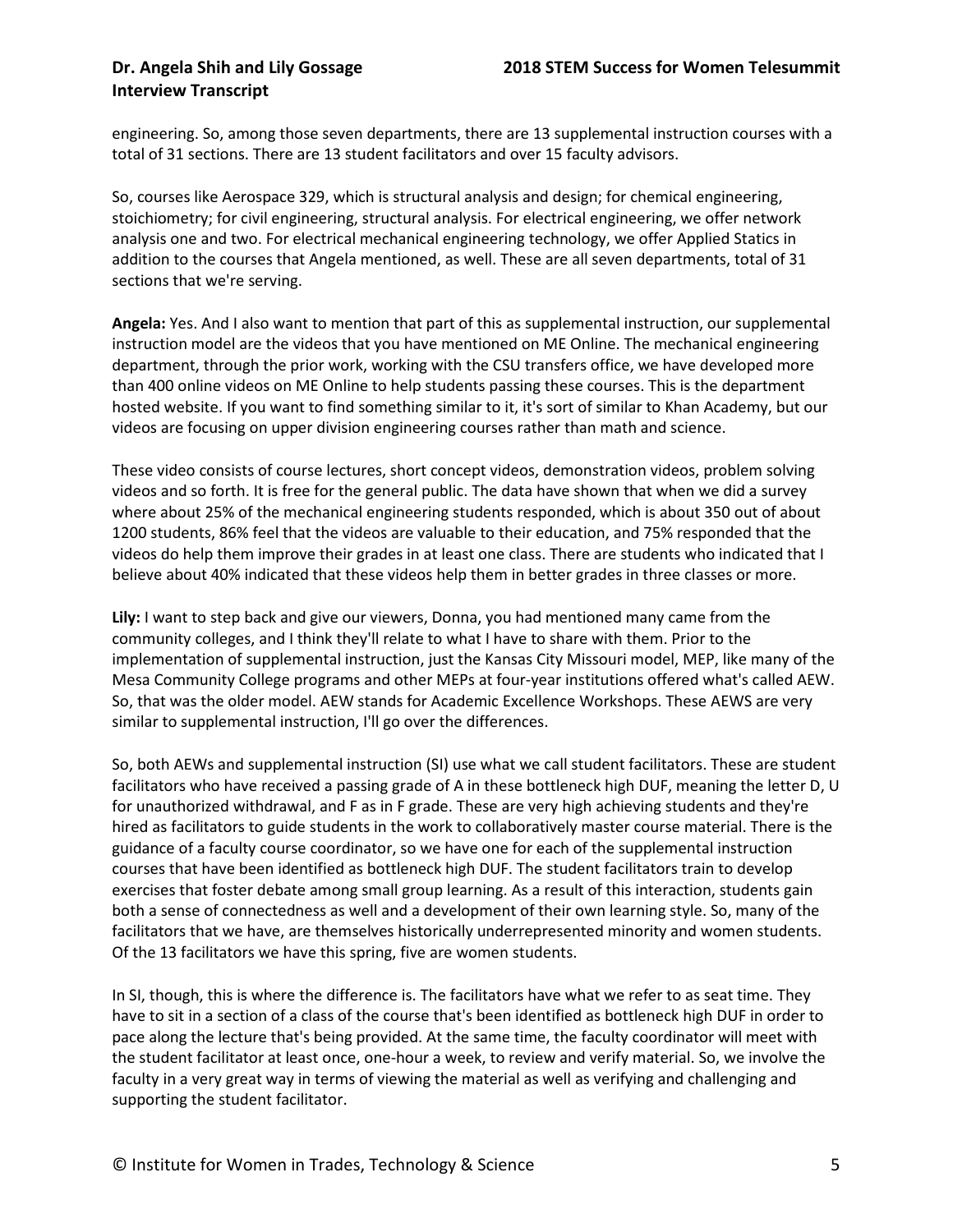engineering. So, among those seven departments, there are 13 supplemental instruction courses with a total of 31 sections. There are 13 student facilitators and over 15 faculty advisors.

So, courses like Aerospace 329, which is structural analysis and design; for chemical engineering, stoichiometry; for civil engineering, structural analysis. For electrical engineering, we offer network analysis one and two. For electrical mechanical engineering technology, we offer Applied Statics in addition to the courses that Angela mentioned, as well. These are all seven departments, total of 31 sections that we're serving.

**Angela:** Yes. And I also want to mention that part of this as supplemental instruction, our supplemental instruction model are the videos that you have mentioned on ME Online. The mechanical engineering department, through the prior work, working with the CSU transfers office, we have developed more than 400 online videos on ME Online to help students passing these courses. This is the department hosted website. If you want to find something similar to it, it's sort of similar to Khan Academy, but our videos are focusing on upper division engineering courses rather than math and science.

These video consists of course lectures, short concept videos, demonstration videos, problem solving videos and so forth. It is free for the general public. The data have shown that when we did a survey where about 25% of the mechanical engineering students responded, which is about 350 out of about 1200 students, 86% feel that the videos are valuable to their education, and 75% responded that the videos do help them improve their grades in at least one class. There are students who indicated that I believe about 40% indicated that these videos help them in better grades in three classes or more.

**Lily:** I want to step back and give our viewers, Donna, you had mentioned many came from the community colleges, and I think they'll relate to what I have to share with them. Prior to the implementation of supplemental instruction, just the Kansas City Missouri model, MEP, like many of the Mesa Community College programs and other MEPs at four-year institutions offered what's called AEW. So, that was the older model. AEW stands for Academic Excellence Workshops. These AEWS are very similar to supplemental instruction, I'll go over the differences.

So, both AEWs and supplemental instruction (SI) use what we call student facilitators. These are student facilitators who have received a passing grade of A in these bottleneck high DUF, meaning the letter D, U for unauthorized withdrawal, and F as in F grade. These are very high achieving students and they're hired as facilitators to guide students in the work to collaboratively master course material. There is the guidance of a faculty course coordinator, so we have one for each of the supplemental instruction courses that have been identified as bottleneck high DUF. The student facilitators train to develop exercises that foster debate among small group learning. As a result of this interaction, students gain both a sense of connectedness as well and a development of their own learning style. So, many of the facilitators that we have, are themselves historically underrepresented minority and women students. Of the 13 facilitators we have this spring, five are women students.

In SI, though, this is where the difference is. The facilitators have what we refer to as seat time. They have to sit in a section of a class of the course that's been identified as bottleneck high DUF in order to pace along the lecture that's being provided. At the same time, the faculty coordinator will meet with the student facilitator at least once, one-hour a week, to review and verify material. So, we involve the faculty in a very great way in terms of viewing the material as well as verifying and challenging and supporting the student facilitator.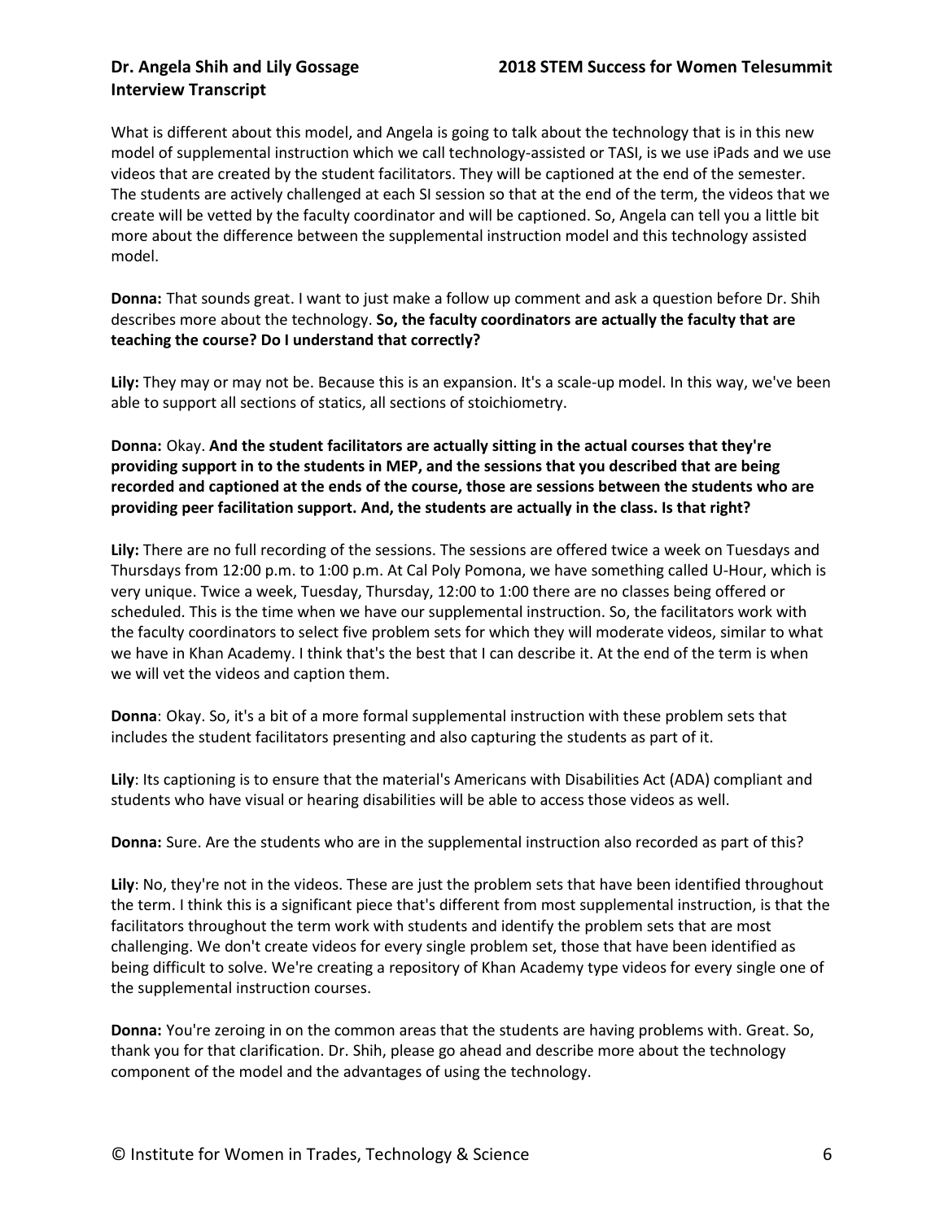What is different about this model, and Angela is going to talk about the technology that is in this new model of supplemental instruction which we call technology-assisted or TASI, is we use iPads and we use videos that are created by the student facilitators. They will be captioned at the end of the semester. The students are actively challenged at each SI session so that at the end of the term, the videos that we create will be vetted by the faculty coordinator and will be captioned. So, Angela can tell you a little bit more about the difference between the supplemental instruction model and this technology assisted model.

**Donna:** That sounds great. I want to just make a follow up comment and ask a question before Dr. Shih describes more about the technology. **So, the faculty coordinators are actually the faculty that are teaching the course? Do I understand that correctly?**

**Lily:** They may or may not be. Because this is an expansion. It's a scale-up model. In this way, we've been able to support all sections of statics, all sections of stoichiometry.

**Donna:** Okay. **And the student facilitators are actually sitting in the actual courses that they're providing support in to the students in MEP, and the sessions that you described that are being recorded and captioned at the ends of the course, those are sessions between the students who are providing peer facilitation support. And, the students are actually in the class. Is that right?**

**Lily:** There are no full recording of the sessions. The sessions are offered twice a week on Tuesdays and Thursdays from 12:00 p.m. to 1:00 p.m. At Cal Poly Pomona, we have something called U-Hour, which is very unique. Twice a week, Tuesday, Thursday, 12:00 to 1:00 there are no classes being offered or scheduled. This is the time when we have our supplemental instruction. So, the facilitators work with the faculty coordinators to select five problem sets for which they will moderate videos, similar to what we have in Khan Academy. I think that's the best that I can describe it. At the end of the term is when we will vet the videos and caption them.

**Donna**: Okay. So, it's a bit of a more formal supplemental instruction with these problem sets that includes the student facilitators presenting and also capturing the students as part of it.

**Lily**: Its captioning is to ensure that the material's Americans with Disabilities Act (ADA) compliant and students who have visual or hearing disabilities will be able to access those videos as well.

**Donna:** Sure. Are the students who are in the supplemental instruction also recorded as part of this?

**Lily**: No, they're not in the videos. These are just the problem sets that have been identified throughout the term. I think this is a significant piece that's different from most supplemental instruction, is that the facilitators throughout the term work with students and identify the problem sets that are most challenging. We don't create videos for every single problem set, those that have been identified as being difficult to solve. We're creating a repository of Khan Academy type videos for every single one of the supplemental instruction courses.

**Donna:** You're zeroing in on the common areas that the students are having problems with. Great. So, thank you for that clarification. Dr. Shih, please go ahead and describe more about the technology component of the model and the advantages of using the technology.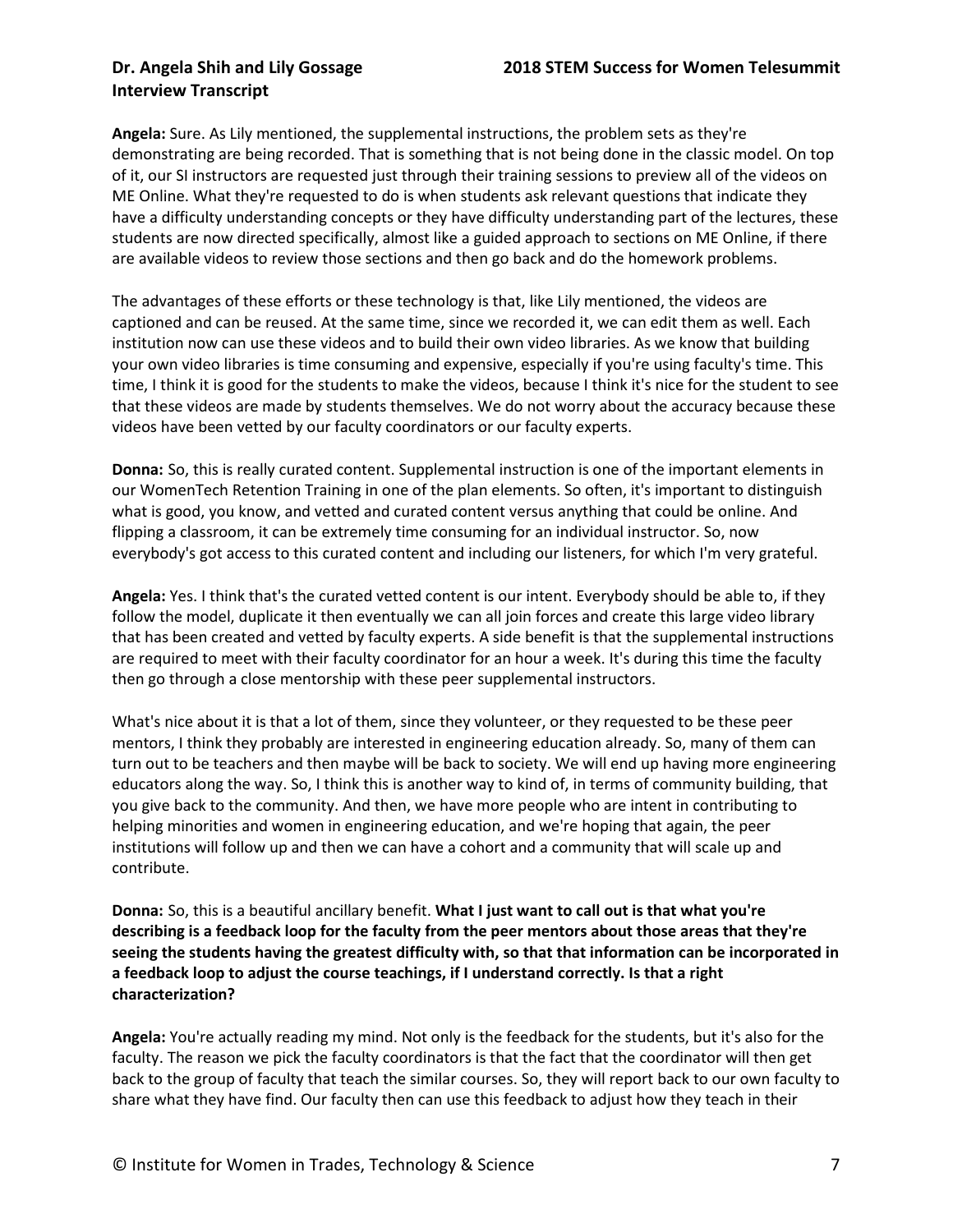**Angela:** Sure. As Lily mentioned, the supplemental instructions, the problem sets as they're demonstrating are being recorded. That is something that is not being done in the classic model. On top of it, our SI instructors are requested just through their training sessions to preview all of the videos on ME Online. What they're requested to do is when students ask relevant questions that indicate they have a difficulty understanding concepts or they have difficulty understanding part of the lectures, these students are now directed specifically, almost like a guided approach to sections on ME Online, if there are available videos to review those sections and then go back and do the homework problems.

The advantages of these efforts or these technology is that, like Lily mentioned, the videos are captioned and can be reused. At the same time, since we recorded it, we can edit them as well. Each institution now can use these videos and to build their own video libraries. As we know that building your own video libraries is time consuming and expensive, especially if you're using faculty's time. This time, I think it is good for the students to make the videos, because I think it's nice for the student to see that these videos are made by students themselves. We do not worry about the accuracy because these videos have been vetted by our faculty coordinators or our faculty experts.

**Donna:** So, this is really curated content. Supplemental instruction is one of the important elements in our WomenTech Retention Training in one of the plan elements. So often, it's important to distinguish what is good, you know, and vetted and curated content versus anything that could be online. And flipping a classroom, it can be extremely time consuming for an individual instructor. So, now everybody's got access to this curated content and including our listeners, for which I'm very grateful.

**Angela:** Yes. I think that's the curated vetted content is our intent. Everybody should be able to, if they follow the model, duplicate it then eventually we can all join forces and create this large video library that has been created and vetted by faculty experts. A side benefit is that the supplemental instructions are required to meet with their faculty coordinator for an hour a week. It's during this time the faculty then go through a close mentorship with these peer supplemental instructors.

What's nice about it is that a lot of them, since they volunteer, or they requested to be these peer mentors, I think they probably are interested in engineering education already. So, many of them can turn out to be teachers and then maybe will be back to society. We will end up having more engineering educators along the way. So, I think this is another way to kind of, in terms of community building, that you give back to the community. And then, we have more people who are intent in contributing to helping minorities and women in engineering education, and we're hoping that again, the peer institutions will follow up and then we can have a cohort and a community that will scale up and contribute.

**Donna:** So, this is a beautiful ancillary benefit. **What I just want to call out is that what you're describing is a feedback loop for the faculty from the peer mentors about those areas that they're seeing the students having the greatest difficulty with, so that that information can be incorporated in a feedback loop to adjust the course teachings, if I understand correctly. Is that a right characterization?**

**Angela:** You're actually reading my mind. Not only is the feedback for the students, but it's also for the faculty. The reason we pick the faculty coordinators is that the fact that the coordinator will then get back to the group of faculty that teach the similar courses. So, they will report back to our own faculty to share what they have find. Our faculty then can use this feedback to adjust how they teach in their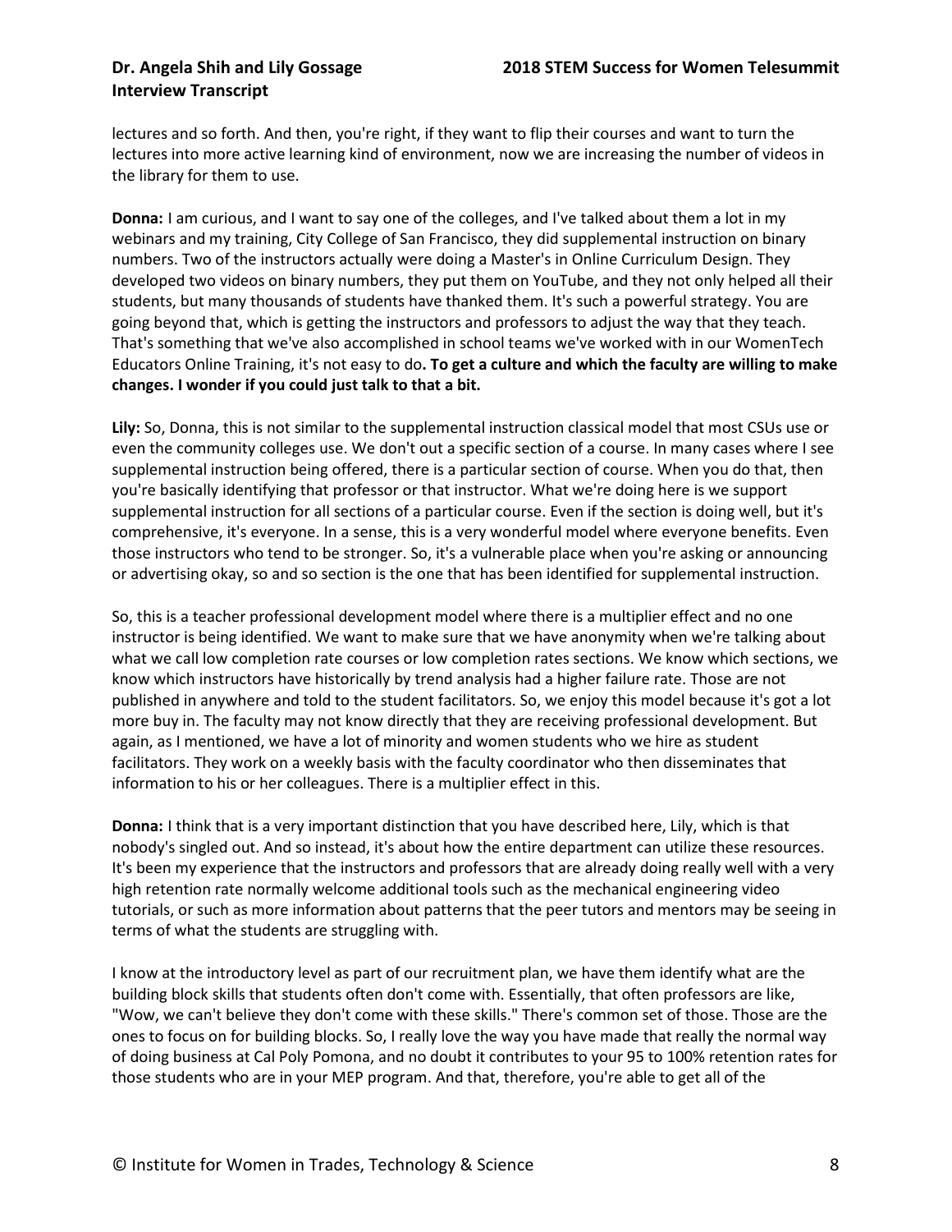lectures and so forth. And then, you're right, if they want to flip their courses and want to turn the lectures into more active learning kind of environment, now we are increasing the number of videos in the library for them to use.

**Donna:** I am curious, and I want to say one of the colleges, and I've talked about them a lot in my webinars and my training, City College of San Francisco, they did supplemental instruction on binary numbers. Two of the instructors actually were doing a Master's in Online Curriculum Design. They developed two videos on binary numbers, they put them on YouTube, and they not only helped all their students, but many thousands of students have thanked them. It's such a powerful strategy. You are going beyond that, which is getting the instructors and professors to adjust the way that they teach. That's something that we've also accomplished in school teams we've worked with in our WomenTech Educators Online Training, it's not easy to do**. To get a culture and which the faculty are willing to make changes. I wonder if you could just talk to that a bit.**

**Lily:** So, Donna, this is not similar to the supplemental instruction classical model that most CSUs use or even the community colleges use. We don't out a specific section of a course. In many cases where I see supplemental instruction being offered, there is a particular section of course. When you do that, then you're basically identifying that professor or that instructor. What we're doing here is we support supplemental instruction for all sections of a particular course. Even if the section is doing well, but it's comprehensive, it's everyone. In a sense, this is a very wonderful model where everyone benefits. Even those instructors who tend to be stronger. So, it's a vulnerable place when you're asking or announcing or advertising okay, so and so section is the one that has been identified for supplemental instruction.

So, this is a teacher professional development model where there is a multiplier effect and no one instructor is being identified. We want to make sure that we have anonymity when we're talking about what we call low completion rate courses or low completion rates sections. We know which sections, we know which instructors have historically by trend analysis had a higher failure rate. Those are not published in anywhere and told to the student facilitators. So, we enjoy this model because it's got a lot more buy in. The faculty may not know directly that they are receiving professional development. But again, as I mentioned, we have a lot of minority and women students who we hire as student facilitators. They work on a weekly basis with the faculty coordinator who then disseminates that information to his or her colleagues. There is a multiplier effect in this.

**Donna:** I think that is a very important distinction that you have described here, Lily, which is that nobody's singled out. And so instead, it's about how the entire department can utilize these resources. It's been my experience that the instructors and professors that are already doing really well with a very high retention rate normally welcome additional tools such as the mechanical engineering video tutorials, or such as more information about patterns that the peer tutors and mentors may be seeing in terms of what the students are struggling with.

I know at the introductory level as part of our recruitment plan, we have them identify what are the building block skills that students often don't come with. Essentially, that often professors are like, "Wow, we can't believe they don't come with these skills." There's common set of those. Those are the ones to focus on for building blocks. So, I really love the way you have made that really the normal way of doing business at Cal Poly Pomona, and no doubt it contributes to your 95 to 100% retention rates for those students who are in your MEP program. And that, therefore, you're able to get all of the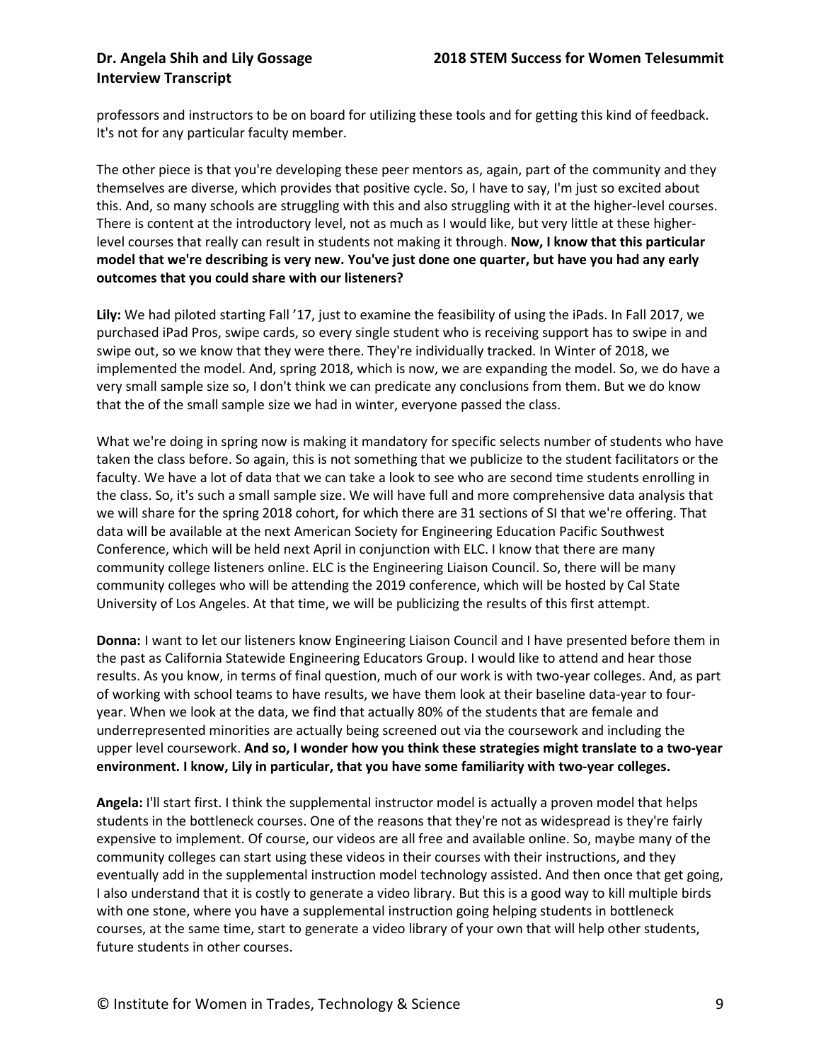professors and instructors to be on board for utilizing these tools and for getting this kind of feedback. It's not for any particular faculty member.

The other piece is that you're developing these peer mentors as, again, part of the community and they themselves are diverse, which provides that positive cycle. So, I have to say, I'm just so excited about this. And, so many schools are struggling with this and also struggling with it at the higher-level courses. There is content at the introductory level, not as much as I would like, but very little at these higher-level courses that really can result in students not making it through. **Now, I know that this particular model that we're describing is very new. You've just done one quarter, but have you had any early outcomes that you could share with our listeners?**

**Lily:** We had piloted starting Fall '17, just to examine the feasibility of using the iPads. In Fall 2017, we purchased iPad Pros, swipe cards, so every single student who is receiving support has to swipe in and swipe out, so we know that they were there. They're individually tracked. In Winter of 2018, we implemented the model. And, spring 2018, which is now, we are expanding the model. So, we do have a very small sample size so, I don't think we can predicate any conclusions from them. But we do know that the of the small sample size we had in winter, everyone passed the class.

What we're doing in spring now is making it mandatory for specific selects number of students who have taken the class before. So again, this is not something that we publicize to the student facilitators or the faculty. We have a lot of data that we can take a look to see who are second time students enrolling in the class. So, it's such a small sample size. We will have full and more comprehensive data analysis that we will share for the spring 2018 cohort, for which there are 31 sections of SI that we're offering. That data will be available at the next American Society for Engineering Education Pacific Southwest Conference, which will be held next April in conjunction with ELC. I know that there are many community college listeners online. ELC is the Engineering Liaison Council. So, there will be many community colleges who will be attending the 2019 conference, which will be hosted by Cal State University of Los Angeles. At that time, we will be publicizing the results of this first attempt.

**Donna:** I want to let our listeners know Engineering Liaison Council and I have presented before them in the past as California Statewide Engineering Educators Group. I would like to attend and hear those results. As you know, in terms of final question, much of our work is with two-year colleges. And, as part of working with school teams to have results, we have them look at their baseline data-year to four-year. When we look at the data, we find that actually 80% of the students that are female and underrepresented minorities are actually being screened out via the coursework and including the upper level coursework. **And so, I wonder how you think these strategies might translate to a two-year environment. I know, Lily in particular, that you have some familiarity with two-year colleges.**

**Angela:** I'll start first. I think the supplemental instructor model is actually a proven model that helps students in the bottleneck courses. One of the reasons that they're not as widespread is they're fairly expensive to implement. Of course, our videos are all free and available online. So, maybe many of the community colleges can start using these videos in their courses with their instructions, and they eventually add in the supplemental instruction model technology assisted. And then once that get going, I also understand that it is costly to generate a video library. But this is a good way to kill multiple birds with one stone, where you have a supplemental instruction going helping students in bottleneck courses, at the same time, start to generate a video library of your own that will help other students, future students in other courses.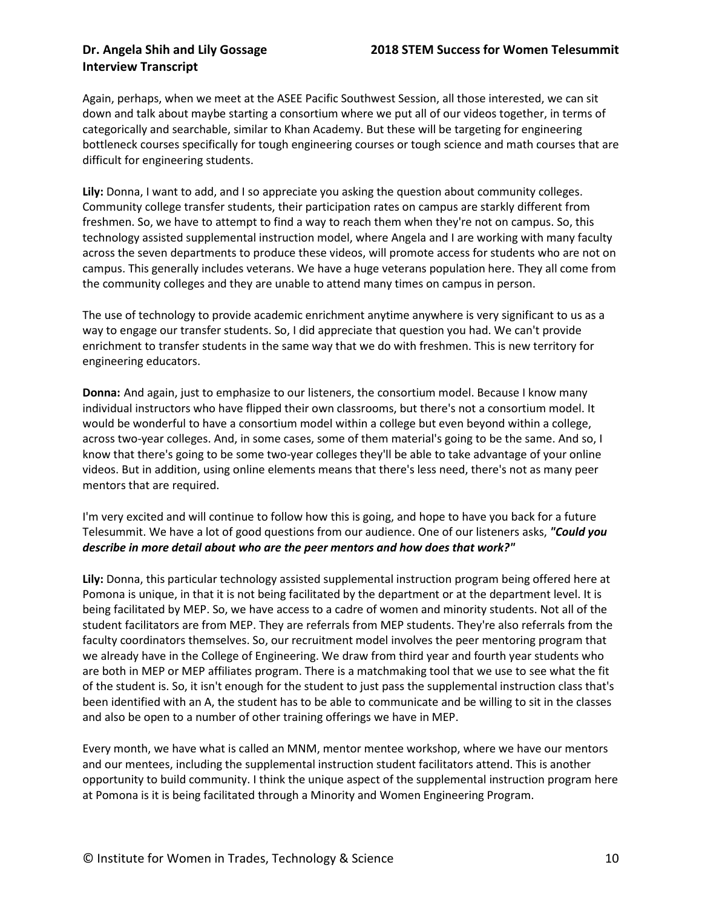Again, perhaps, when we meet at the ASEE Pacific Southwest Session, all those interested, we can sit down and talk about maybe starting a consortium where we put all of our videos together, in terms of categorically and searchable, similar to Khan Academy. But these will be targeting for engineering bottleneck courses specifically for tough engineering courses or tough science and math courses that are difficult for engineering students.

**Lily:** Donna, I want to add, and I so appreciate you asking the question about community colleges. Community college transfer students, their participation rates on campus are starkly different from freshmen. So, we have to attempt to find a way to reach them when they're not on campus. So, this technology assisted supplemental instruction model, where Angela and I are working with many faculty across the seven departments to produce these videos, will promote access for students who are not on campus. This generally includes veterans. We have a huge veterans population here. They all come from the community colleges and they are unable to attend many times on campus in person.

The use of technology to provide academic enrichment anytime anywhere is very significant to us as a way to engage our transfer students. So, I did appreciate that question you had. We can't provide enrichment to transfer students in the same way that we do with freshmen. This is new territory for engineering educators.

**Donna:** And again, just to emphasize to our listeners, the consortium model. Because I know many individual instructors who have flipped their own classrooms, but there's not a consortium model. It would be wonderful to have a consortium model within a college but even beyond within a college, across two-year colleges. And, in some cases, some of them material's going to be the same. And so, I know that there's going to be some two-year colleges they'll be able to take advantage of your online videos. But in addition, using online elements means that there's less need, there's not as many peer mentors that are required.

I'm very excited and will continue to follow how this is going, and hope to have you back for a future Telesummit. We have a lot of good questions from our audience. One of our listeners asks, ***"Could you describe in more detail about who are the peer mentors and how does that work?"***

**Lily:** Donna, this particular technology assisted supplemental instruction program being offered here at Pomona is unique, in that it is not being facilitated by the department or at the department level. It is being facilitated by MEP. So, we have access to a cadre of women and minority students. Not all of the student facilitators are from MEP. They are referrals from MEP students. They're also referrals from the faculty coordinators themselves. So, our recruitment model involves the peer mentoring program that we already have in the College of Engineering. We draw from third year and fourth year students who are both in MEP or MEP affiliates program. There is a matchmaking tool that we use to see what the fit of the student is. So, it isn't enough for the student to just pass the supplemental instruction class that's been identified with an A, the student has to be able to communicate and be willing to sit in the classes and also be open to a number of other training offerings we have in MEP.

Every month, we have what is called an MNM, mentor mentee workshop, where we have our mentors and our mentees, including the supplemental instruction student facilitators attend. This is another opportunity to build community. I think the unique aspect of the supplemental instruction program here at Pomona is it is being facilitated through a Minority and Women Engineering Program.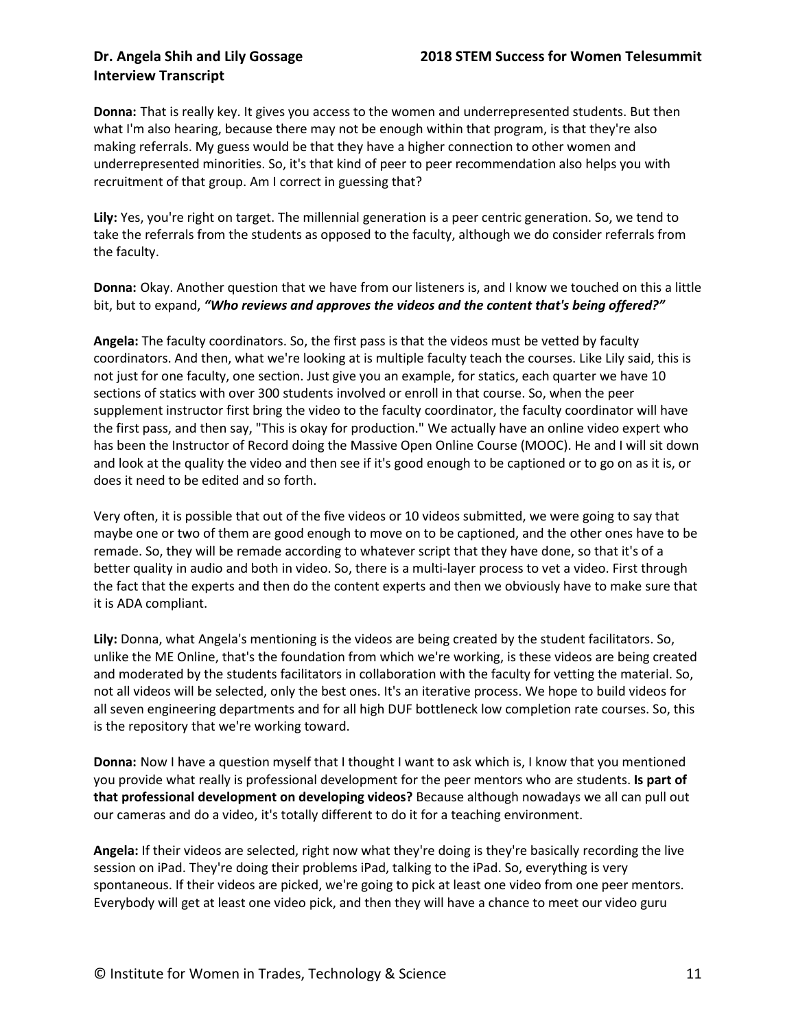**Donna:** That is really key. It gives you access to the women and underrepresented students. But then what I'm also hearing, because there may not be enough within that program, is that they're also making referrals. My guess would be that they have a higher connection to other women and underrepresented minorities. So, it's that kind of peer to peer recommendation also helps you with recruitment of that group. Am I correct in guessing that?

**Lily:** Yes, you're right on target. The millennial generation is a peer centric generation. So, we tend to take the referrals from the students as opposed to the faculty, although we do consider referrals from the faculty.

**Donna:** Okay. Another question that we have from our listeners is, and I know we touched on this a little bit, but to expand, ***"Who reviews and approves the videos and the content that's being offered?"***

**Angela:** The faculty coordinators. So, the first pass is that the videos must be vetted by faculty coordinators. And then, what we're looking at is multiple faculty teach the courses. Like Lily said, this is not just for one faculty, one section. Just give you an example, for statics, each quarter we have 10 sections of statics with over 300 students involved or enroll in that course. So, when the peer supplement instructor first bring the video to the faculty coordinator, the faculty coordinator will have the first pass, and then say, "This is okay for production." We actually have an online video expert who has been the Instructor of Record doing the Massive Open Online Course (MOOC). He and I will sit down and look at the quality the video and then see if it's good enough to be captioned or to go on as it is, or does it need to be edited and so forth.

Very often, it is possible that out of the five videos or 10 videos submitted, we were going to say that maybe one or two of them are good enough to move on to be captioned, and the other ones have to be remade. So, they will be remade according to whatever script that they have done, so that it's of a better quality in audio and both in video. So, there is a multi-layer process to vet a video. First through the fact that the experts and then do the content experts and then we obviously have to make sure that it is ADA compliant.

**Lily:** Donna, what Angela's mentioning is the videos are being created by the student facilitators. So, unlike the ME Online, that's the foundation from which we're working, is these videos are being created and moderated by the students facilitators in collaboration with the faculty for vetting the material. So, not all videos will be selected, only the best ones. It's an iterative process. We hope to build videos for all seven engineering departments and for all high DUF bottleneck low completion rate courses. So, this is the repository that we're working toward.

**Donna:** Now I have a question myself that I thought I want to ask which is, I know that you mentioned you provide what really is professional development for the peer mentors who are students. **Is part of that professional development on developing videos?** Because although nowadays we all can pull out our cameras and do a video, it's totally different to do it for a teaching environment.

**Angela:** If their videos are selected, right now what they're doing is they're basically recording the live session on iPad. They're doing their problems iPad, talking to the iPad. So, everything is very spontaneous. If their videos are picked, we're going to pick at least one video from one peer mentors. Everybody will get at least one video pick, and then they will have a chance to meet our video guru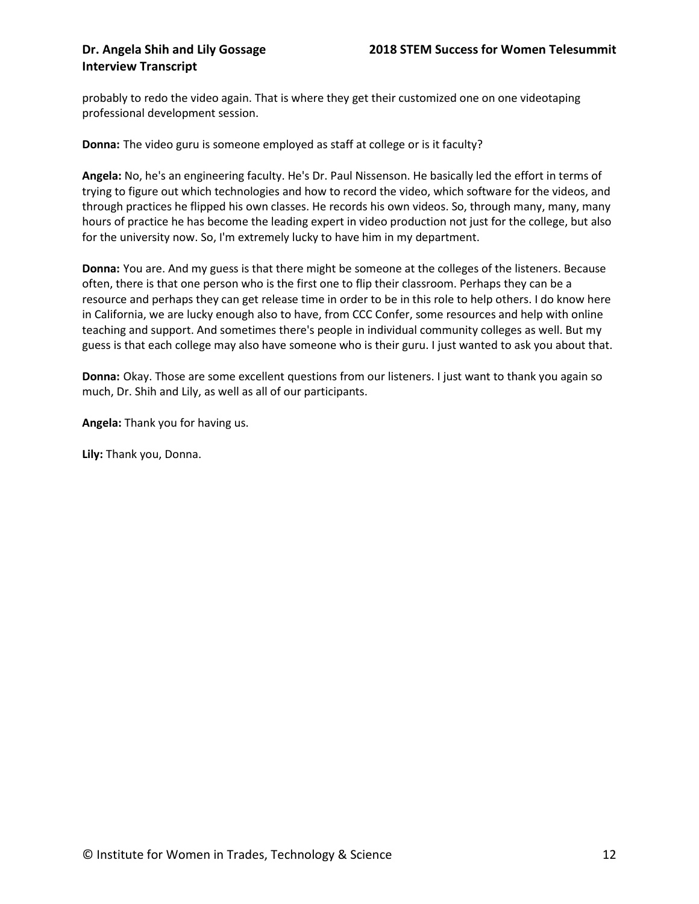probably to redo the video again. That is where they get their customized one on one videotaping professional development session.

**Donna:** The video guru is someone employed as staff at college or is it faculty?

**Angela:** No, he's an engineering faculty. He's Dr. Paul Nissenson. He basically led the effort in terms of trying to figure out which technologies and how to record the video, which software for the videos, and through practices he flipped his own classes. He records his own videos. So, through many, many, many hours of practice he has become the leading expert in video production not just for the college, but also for the university now. So, I'm extremely lucky to have him in my department.

**Donna:** You are. And my guess is that there might be someone at the colleges of the listeners. Because often, there is that one person who is the first one to flip their classroom. Perhaps they can be a resource and perhaps they can get release time in order to be in this role to help others. I do know here in California, we are lucky enough also to have, from CCC Confer, some resources and help with online teaching and support. And sometimes there's people in individual community colleges as well. But my guess is that each college may also have someone who is their guru. I just wanted to ask you about that.

**Donna:** Okay. Those are some excellent questions from our listeners. I just want to thank you again so much, Dr. Shih and Lily, as well as all of our participants.

**Angela:** Thank you for having us.

**Lily:** Thank you, Donna.

© Institute for Women in Trades, Technology & Science